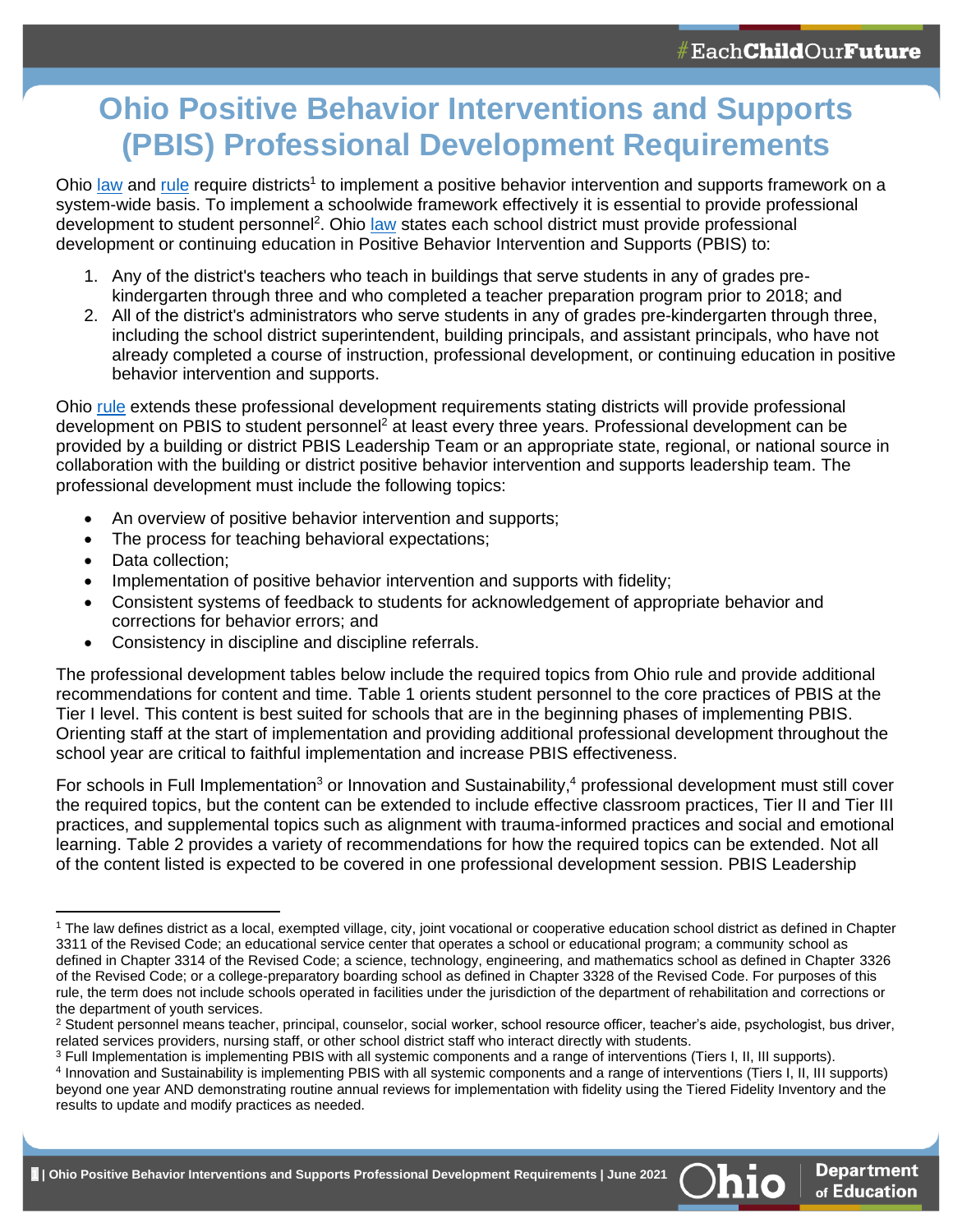# Ohio Positive Behavior Interventions and Supports (PBIS) Professional Development Requirements

Ohio law and rule require districts[1] to implement a positive behavior intervention and supports framework on a system-wide basis. To implement a schoolwide framework effectively it is essential to provide professional development to student personnel[2]. Ohio law states each school district must provide professional development or continuing education in Positive Behavior Intervention and Supports (PBIS) to:

1. Any of the district's teachers who teach in buildings that serve students in any of grades pre-kindergarten through three and who completed a teacher preparation program prior to 2018; and
2. All of the district's administrators who serve students in any of grades pre-kindergarten through three, including the school district superintendent, building principals, and assistant principals, who have not already completed a course of instruction, professional development, or continuing education in positive behavior intervention and supports.

Ohio rule extends these professional development requirements stating districts will provide professional development on PBIS to student personnel[2] at least every three years. Professional development can be provided by a building or district PBIS Leadership Team or an appropriate state, regional, or national source in collaboration with the building or district positive behavior intervention and supports leadership team. The professional development must include the following topics:

- An overview of positive behavior intervention and supports;
- The process for teaching behavioral expectations;
- Data collection;
- Implementation of positive behavior intervention and supports with fidelity;
- Consistent systems of feedback to students for acknowledgement of appropriate behavior and corrections for behavior errors; and
- Consistency in discipline and discipline referrals.

The professional development tables below include the required topics from Ohio rule and provide additional recommendations for content and time. Table 1 orients student personnel to the core practices of PBIS at the Tier I level. This content is best suited for schools that are in the beginning phases of implementing PBIS. Orienting staff at the start of implementation and providing additional professional development throughout the school year are critical to faithful implementation and increase PBIS effectiveness.

For schools in Full Implementation[3] or Innovation and Sustainability,[4] professional development must still cover the required topics, but the content can be extended to include effective classroom practices, Tier II and Tier III practices, and supplemental topics such as alignment with trauma-informed practices and social and emotional learning. Table 2 provides a variety of recommendations for how the required topics can be extended. Not all of the content listed is expected to be covered in one professional development session. PBIS Leadership

---

[1] The law defines district as a local, exempted village, city, joint vocational or cooperative education school district as defined in Chapter 3311 of the Revised Code; an educational service center that operates a school or educational program; a community school as defined in Chapter 3314 of the Revised Code; a science, technology, engineering, and mathematics school as defined in Chapter 3326 of the Revised Code; or a college-preparatory boarding school as defined in Chapter 3328 of the Revised Code. For purposes of this rule, the term does not include schools operated in facilities under the jurisdiction of the department of rehabilitation and corrections or the department of youth services.

[2] Student personnel means teacher, principal, counselor, social worker, school resource officer, teacher's aide, psychologist, bus driver, related services providers, nursing staff, or other school district staff who interact directly with students.

[3] Full Implementation is implementing PBIS with all systemic components and a range of interventions (Tiers I, II, III supports).

[4] Innovation and Sustainability is implementing PBIS with all systemic components and a range of interventions (Tiers I, II, III supports) beyond one year AND demonstrating routine annual reviews for implementation with fidelity using the Tiered Fidelity Inventory and the results to update and modify practices as needed.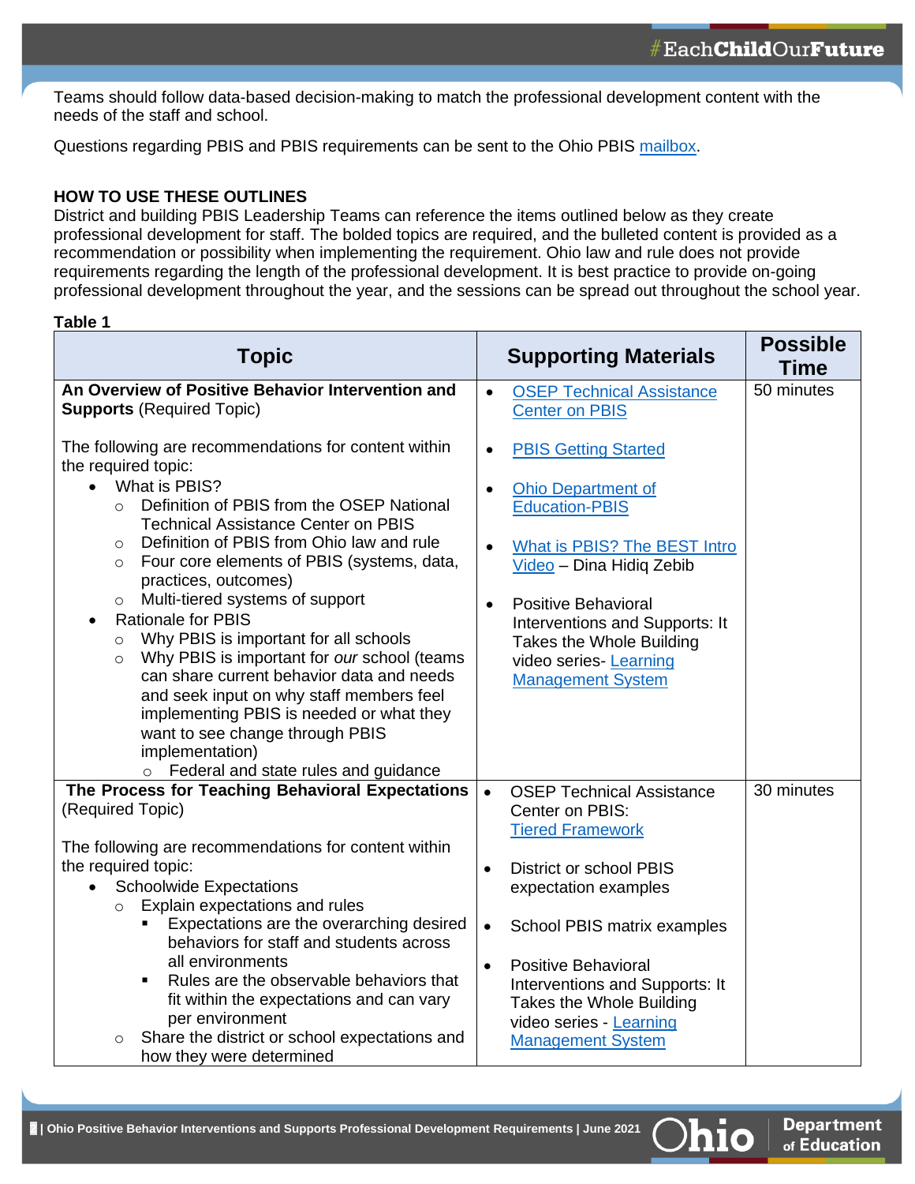Teams should follow data-based decision-making to match the professional development content with the needs of the staff and school.

Questions regarding PBIS and PBIS requirements can be sent to the Ohio PBIS mailbox.

### HOW TO USE THESE OUTLINES

District and building PBIS Leadership Teams can reference the items outlined below as they create professional development for staff. The bolded topics are required, and the bulleted content is provided as a recommendation or possibility when implementing the requirement. Ohio law and rule does not provide requirements regarding the length of the professional development. It is best practice to provide on-going professional development throughout the year, and the sessions can be spread out throughout the school year.

**Table 1**

| Topic | Supporting Materials | Possible Time |
|---|---|---|
| **An Overview of Positive Behavior Intervention and Supports** (Required Topic)<br><br>The following are recommendations for content within the required topic:<br>• What is PBIS?<br>  ○ Definition of PBIS from the OSEP National Technical Assistance Center on PBIS<br>  ○ Definition of PBIS from Ohio law and rule<br>  ○ Four core elements of PBIS (systems, data, practices, outcomes)<br>  ○ Multi-tiered systems of support<br>• Rationale for PBIS<br>  ○ Why PBIS is important for all schools<br>  ○ Why PBIS is important for *our* school (teams can share current behavior data and needs and seek input on why staff members feel implementing PBIS is needed or what they want to see change through PBIS implementation)<br>  ○ Federal and state rules and guidance | • OSEP Technical Assistance Center on PBIS<br>• PBIS Getting Started<br>• Ohio Department of Education-PBIS<br>• What is PBIS? The BEST Intro Video – Dina Hidiq Zebib<br>• Positive Behavioral Interventions and Supports: It Takes the Whole Building video series- Learning Management System | 50 minutes |
| **The Process for Teaching Behavioral Expectations** (Required Topic)<br><br>The following are recommendations for content within the required topic:<br>• Schoolwide Expectations<br>  ○ Explain expectations and rules<br>    ▪ Expectations are the overarching desired behaviors for staff and students across all environments<br>    ▪ Rules are the observable behaviors that fit within the expectations and can vary per environment<br>  ○ Share the district or school expectations and how they were determined | • OSEP Technical Assistance Center on PBIS: Tiered Framework<br>• District or school PBIS expectation examples<br>• School PBIS matrix examples<br>• Positive Behavioral Interventions and Supports: It Takes the Whole Building video series - Learning Management System | 30 minutes |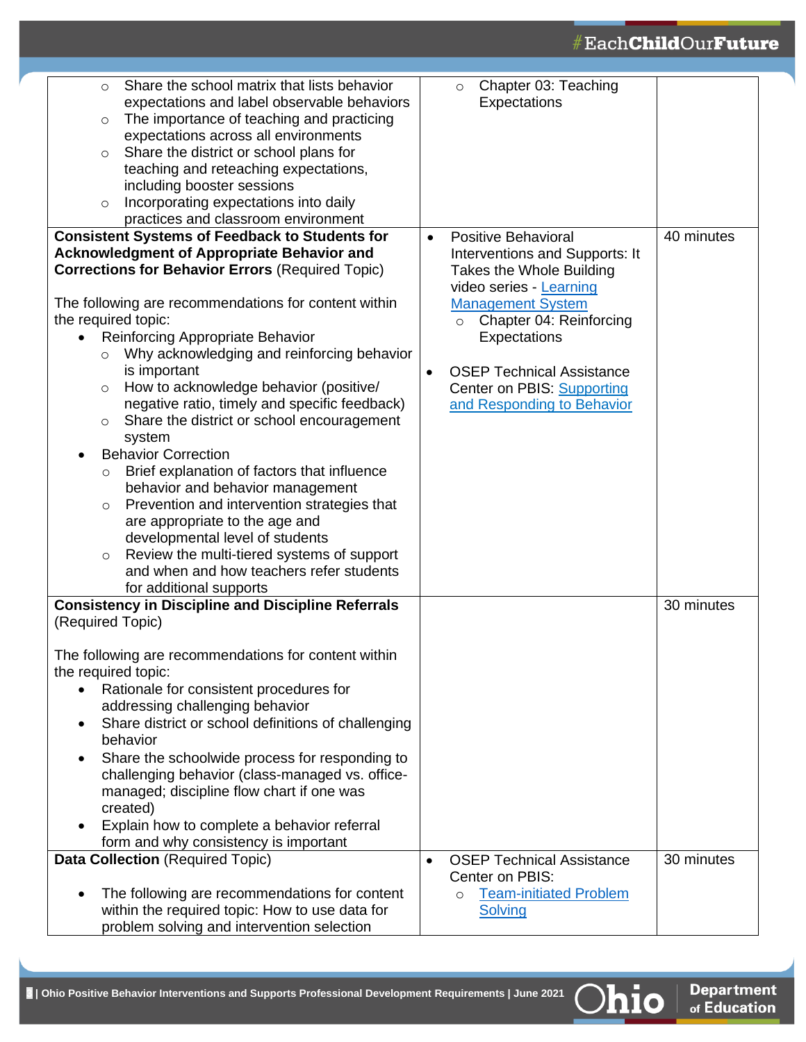| | | |
|---|---|---|
| ○ Share the school matrix that lists behavior expectations and label observable behaviors<br>○ The importance of teaching and practicing expectations across all environments<br>○ Share the district or school plans for teaching and reteaching expectations, including booster sessions<br>○ Incorporating expectations into daily practices and classroom environment | ○ Chapter 03: Teaching Expectations | |
| **Consistent Systems of Feedback to Students for Acknowledgment of Appropriate Behavior and Corrections for Behavior Errors** (Required Topic)<br><br>The following are recommendations for content within the required topic:<br>• Reinforcing Appropriate Behavior<br>○ Why acknowledging and reinforcing behavior is important<br>○ How to acknowledge behavior (positive/ negative ratio, timely and specific feedback)<br>○ Share the district or school encouragement system<br>• Behavior Correction<br>○ Brief explanation of factors that influence behavior and behavior management<br>○ Prevention and intervention strategies that are appropriate to the age and developmental level of students<br>○ Review the multi-tiered systems of support and when and how teachers refer students for additional supports | • Positive Behavioral Interventions and Supports: It Takes the Whole Building video series - [Learning Management System]<br>○ Chapter 04: Reinforcing Expectations<br><br>• OSEP Technical Assistance Center on PBIS: [Supporting and Responding to Behavior] | 40 minutes |
| **Consistency in Discipline and Discipline Referrals** (Required Topic)<br><br>The following are recommendations for content within the required topic:<br>• Rationale for consistent procedures for addressing challenging behavior<br>• Share district or school definitions of challenging behavior<br>• Share the schoolwide process for responding to challenging behavior (class-managed vs. office-managed; discipline flow chart if one was created)<br>• Explain how to complete a behavior referral form and why consistency is important | | 30 minutes |
| **Data Collection** (Required Topic)<br><br>• The following are recommendations for content within the required topic: How to use data for problem solving and intervention selection | • OSEP Technical Assistance Center on PBIS:<br>○ [Team-initiated Problem Solving] | 30 minutes |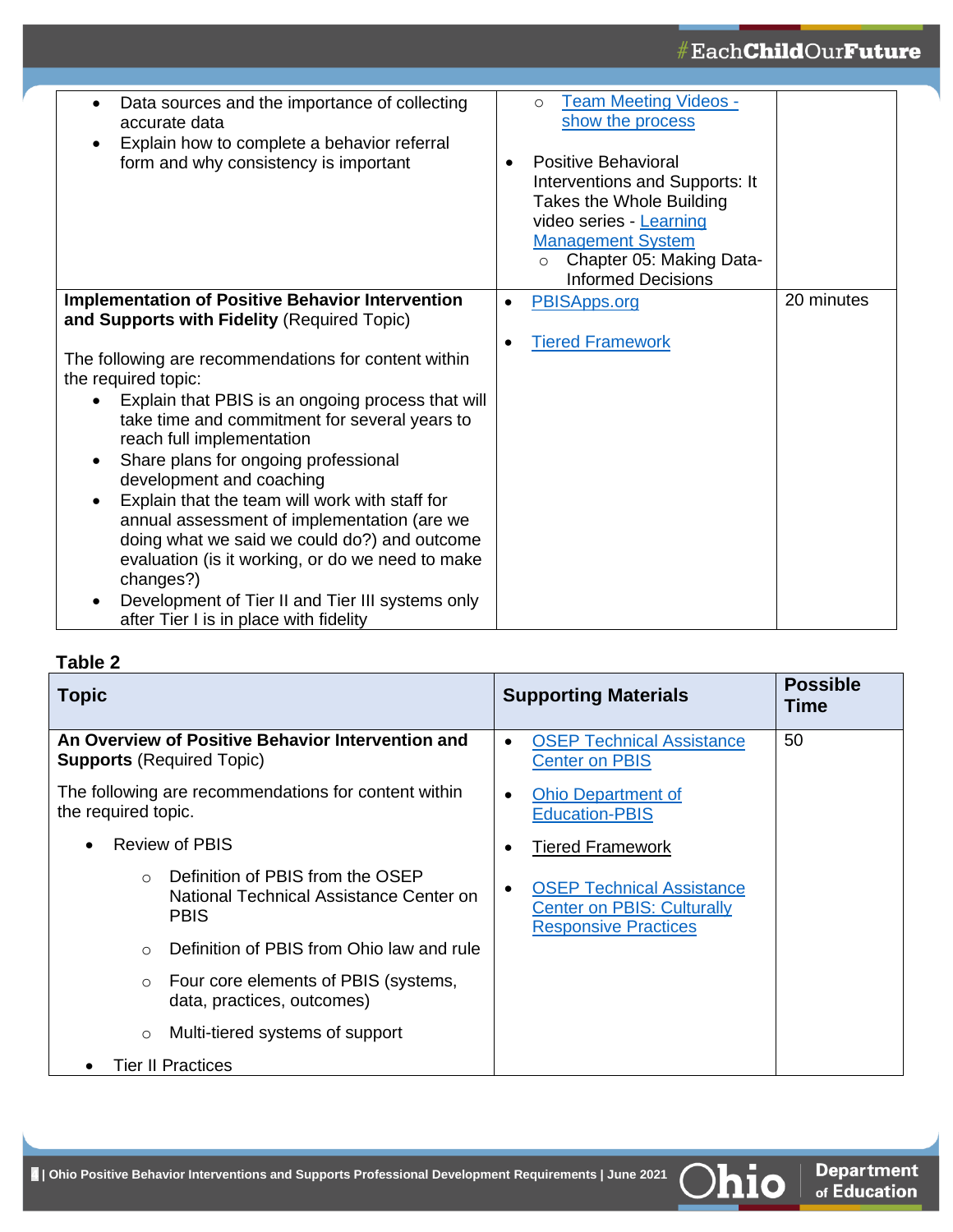| | | |
|---|---|---|
| • Data sources and the importance of collecting accurate data<br>• Explain how to complete a behavior referral form and why consistency is important | ○ Team Meeting Videos - show the process<br><br>• Positive Behavioral Interventions and Supports: It Takes the Whole Building video series - Learning Management System<br>○ Chapter 05: Making Data-Informed Decisions | |
| **Implementation of Positive Behavior Intervention and Supports with Fidelity** (Required Topic)<br><br>The following are recommendations for content within the required topic:<br>• Explain that PBIS is an ongoing process that will take time and commitment for several years to reach full implementation<br>• Share plans for ongoing professional development and coaching<br>• Explain that the team will work with staff for annual assessment of implementation (are we doing what we said we could do?) and outcome evaluation (is it working, or do we need to make changes?)<br>• Development of Tier II and Tier III systems only after Tier I is in place with fidelity | • PBISApps.org<br><br>• Tiered Framework | 20 minutes |

**Table 2**

| Topic | Supporting Materials | Possible Time |
|---|---|---|
| **An Overview of Positive Behavior Intervention and Supports** (Required Topic)<br><br>The following are recommendations for content within the required topic.<br><br>• Review of PBIS<br>○ Definition of PBIS from the OSEP National Technical Assistance Center on PBIS<br>○ Definition of PBIS from Ohio law and rule<br>○ Four core elements of PBIS (systems, data, practices, outcomes)<br>○ Multi-tiered systems of support<br>• Tier II Practices | • OSEP Technical Assistance Center on PBIS<br><br>• Ohio Department of Education-PBIS<br><br>• Tiered Framework<br><br>• OSEP Technical Assistance Center on PBIS: Culturally Responsive Practices | 50 |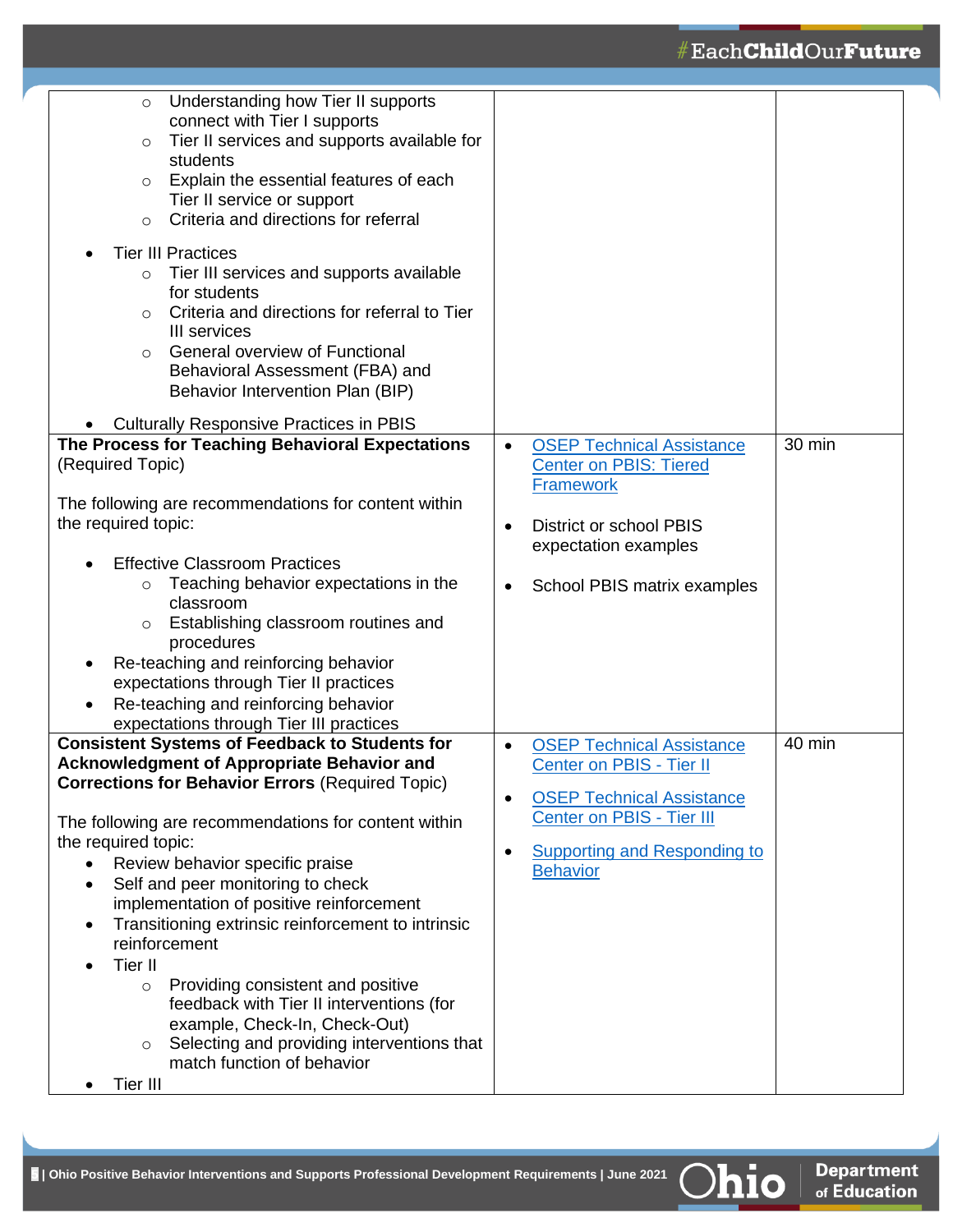| | | |
|---|---|---|
| <ul><li>Understanding how Tier II supports connect with Tier I supports</li><li>Tier II services and supports available for students</li><li>Explain the essential features of each Tier II service or support</li><li>Criteria and directions for referral</li></ul><ul><li>Tier III Practices<ul><li>Tier III services and supports available for students</li><li>Criteria and directions for referral to Tier III services</li><li>General overview of Functional Behavioral Assessment (FBA) and Behavior Intervention Plan (BIP)</li></ul></li><li>Culturally Responsive Practices in PBIS</li></ul> | | |
| **The Process for Teaching Behavioral Expectations** (Required Topic)<br><br>The following are recommendations for content within the required topic:<ul><li>Effective Classroom Practices<ul><li>Teaching behavior expectations in the classroom</li><li>Establishing classroom routines and procedures</li></ul></li><li>Re-teaching and reinforcing behavior expectations through Tier II practices</li><li>Re-teaching and reinforcing behavior expectations through Tier III practices</li></ul> | <ul><li>OSEP Technical Assistance Center on PBIS: Tiered Framework</li><li>District or school PBIS expectation examples</li><li>School PBIS matrix examples</li></ul> | 30 min |
| **Consistent Systems of Feedback to Students for Acknowledgment of Appropriate Behavior and Corrections for Behavior Errors** (Required Topic)<br><br>The following are recommendations for content within the required topic:<ul><li>Review behavior specific praise</li><li>Self and peer monitoring to check implementation of positive reinforcement</li><li>Transitioning extrinsic reinforcement to intrinsic reinforcement</li><li>Tier II<ul><li>Providing consistent and positive feedback with Tier II interventions (for example, Check-In, Check-Out)</li><li>Selecting and providing interventions that match function of behavior</li></ul></li><li>Tier III</li></ul> | <ul><li>OSEP Technical Assistance Center on PBIS - Tier II</li><li>OSEP Technical Assistance Center on PBIS - Tier III</li><li>Supporting and Responding to Behavior</li></ul> | 40 min |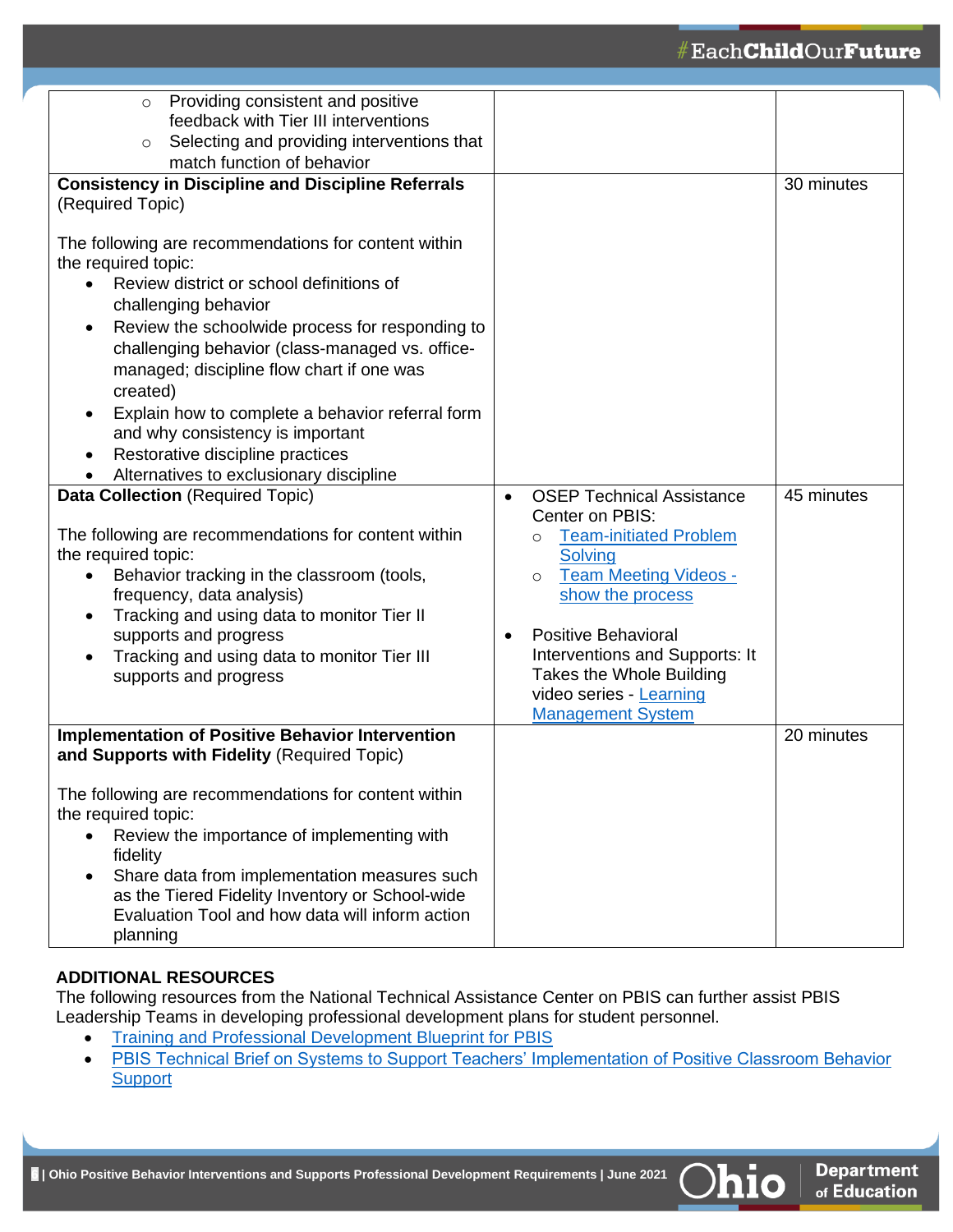| | | |
|---|---|---|
| ○ Providing consistent and positive feedback with Tier III interventions<br>○ Selecting and providing interventions that match function of behavior | | |
| **Consistency in Discipline and Discipline Referrals** (Required Topic)<br><br>The following are recommendations for content within the required topic:<br>• Review district or school definitions of challenging behavior<br>• Review the schoolwide process for responding to challenging behavior (class-managed vs. office-managed; discipline flow chart if one was created)<br>• Explain how to complete a behavior referral form and why consistency is important<br>• Restorative discipline practices<br>• Alternatives to exclusionary discipline | | 30 minutes |
| **Data Collection** (Required Topic)<br><br>The following are recommendations for content within the required topic:<br>• Behavior tracking in the classroom (tools, frequency, data analysis)<br>• Tracking and using data to monitor Tier II supports and progress<br>• Tracking and using data to monitor Tier III supports and progress | • OSEP Technical Assistance Center on PBIS:<br>○ Team-initiated Problem Solving<br>○ Team Meeting Videos - show the process<br><br>• Positive Behavioral Interventions and Supports: It Takes the Whole Building video series - Learning Management System | 45 minutes |
| **Implementation of Positive Behavior Intervention and Supports with Fidelity** (Required Topic)<br><br>The following are recommendations for content within the required topic:<br>• Review the importance of implementing with fidelity<br>• Share data from implementation measures such as the Tiered Fidelity Inventory or School-wide Evaluation Tool and how data will inform action planning | | 20 minutes |

**ADDITIONAL RESOURCES**

The following resources from the National Technical Assistance Center on PBIS can further assist PBIS Leadership Teams in developing professional development plans for student personnel.

- Training and Professional Development Blueprint for PBIS
- PBIS Technical Brief on Systems to Support Teachers' Implementation of Positive Classroom Behavior Support